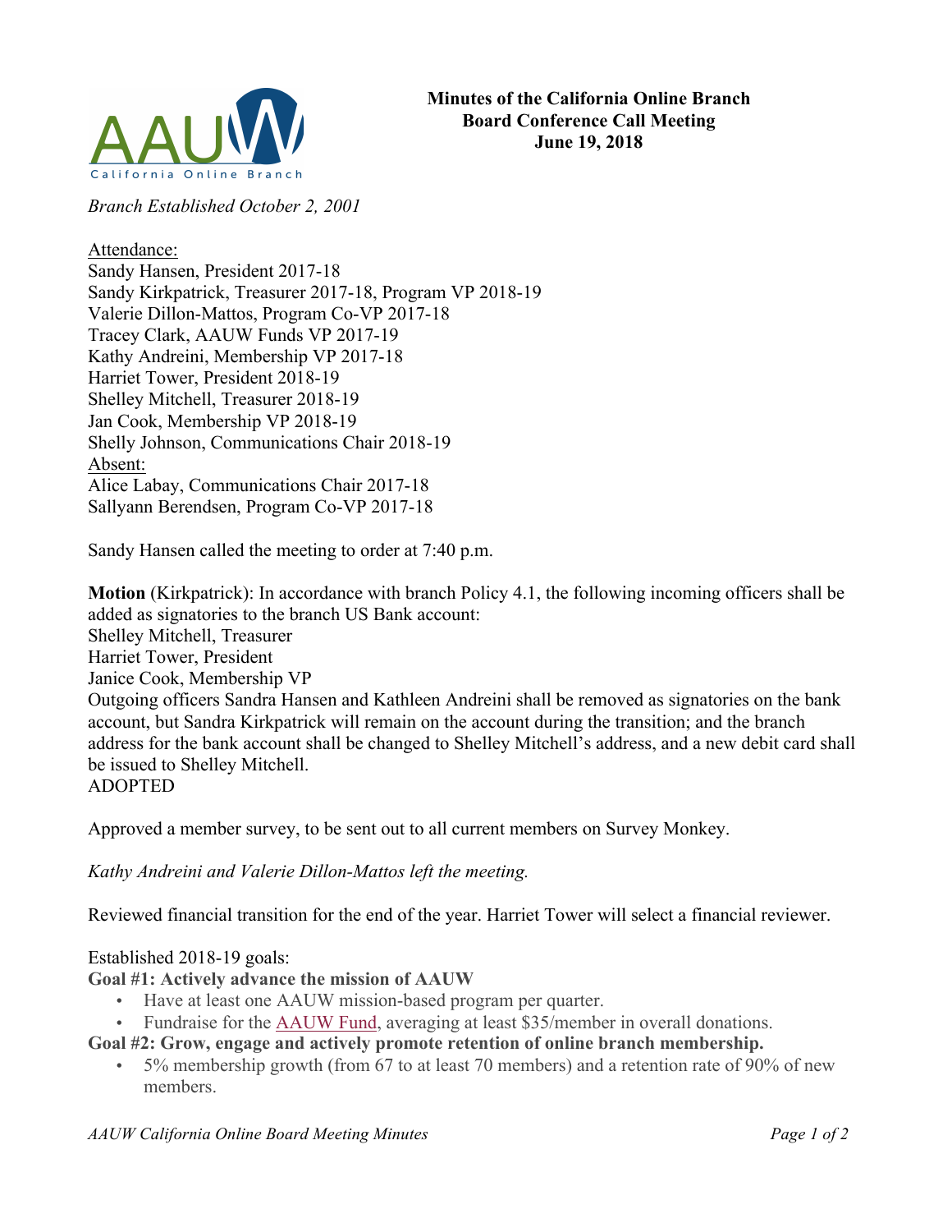# Minutes of the California Online Branch Board Conference Call Meeting
## June 19, 2018

*Branch Established October 2, 2001*

Attendance:
Sandy Hansen, President 2017-18
Sandy Kirkpatrick, Treasurer 2017-18, Program VP 2018-19
Valerie Dillon-Mattos, Program Co-VP 2017-18
Tracey Clark, AAUW Funds VP 2017-19
Kathy Andreini, Membership VP 2017-18
Harriet Tower, President 2018-19
Shelley Mitchell, Treasurer 2018-19
Jan Cook, Membership VP 2018-19
Shelly Johnson, Communications Chair 2018-19
Absent:
Alice Labay, Communications Chair 2017-18
Sallyann Berendsen, Program Co-VP 2017-18

Sandy Hansen called the meeting to order at 7:40 p.m.

**Motion** (Kirkpatrick): In accordance with branch Policy 4.1, the following incoming officers shall be added as signatories to the branch US Bank account:
Shelley Mitchell, Treasurer
Harriet Tower, President
Janice Cook, Membership VP
Outgoing officers Sandra Hansen and Kathleen Andreini shall be removed as signatories on the bank account, but Sandra Kirkpatrick will remain on the account during the transition; and the branch address for the bank account shall be changed to Shelley Mitchell's address, and a new debit card shall be issued to Shelley Mitchell.
ADOPTED

Approved a member survey, to be sent out to all current members on Survey Monkey.

*Kathy Andreini and Valerie Dillon-Mattos left the meeting.*

Reviewed financial transition for the end of the year. Harriet Tower will select a financial reviewer.

Established 2018-19 goals:

**Goal #1: Actively advance the mission of AAUW**

- Have at least one AAUW mission-based program per quarter.
- Fundraise for the AAUW Fund, averaging at least $35/member in overall donations.

**Goal #2: Grow, engage and actively promote retention of online branch membership.**

- 5% membership growth (from 67 to at least 70 members) and a retention rate of 90% of new members.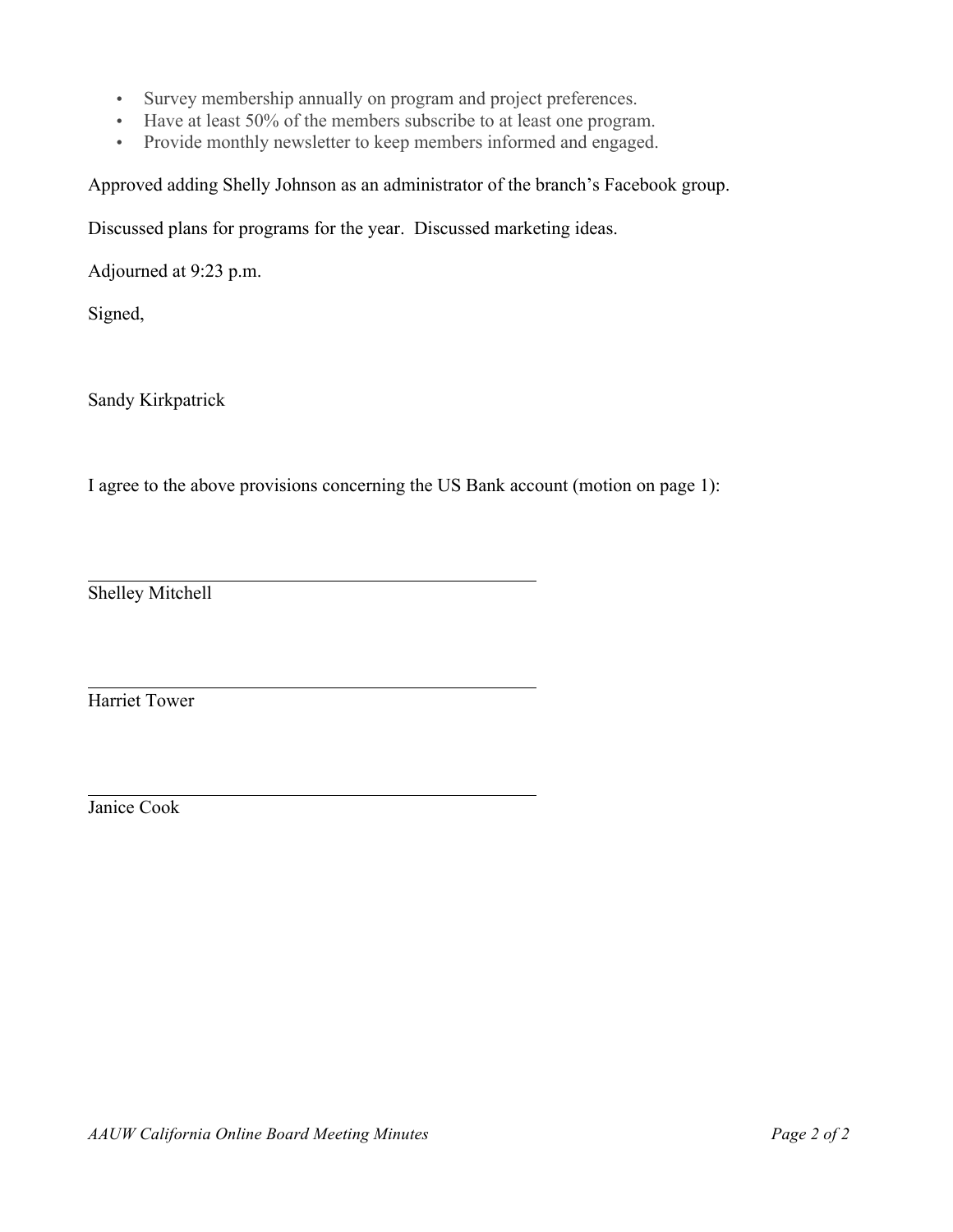- Survey membership annually on program and project preferences.
- Have at least 50% of the members subscribe to at least one program.
- Provide monthly newsletter to keep members informed and engaged.

Approved adding Shelly Johnson as an administrator of the branch's Facebook group.

Discussed plans for programs for the year. Discussed marketing ideas.

Adjourned at 9:23 p.m.

Signed,

Sandy Kirkpatrick

I agree to the above provisions concerning the US Bank account (motion on page 1):

\_\_\_\_\_\_\_\_\_\_\_\_\_\_\_\_\_\_\_\_\_\_\_\_\_\_\_\_\_\_\_\_\_\_\_\_\_\_\_\_

Shelley Mitchell

\_\_\_\_\_\_\_\_\_\_\_\_\_\_\_\_\_\_\_\_\_\_\_\_\_\_\_\_\_\_\_\_\_\_\_\_\_\_\_\_

Harriet Tower

\_\_\_\_\_\_\_\_\_\_\_\_\_\_\_\_\_\_\_\_\_\_\_\_\_\_\_\_\_\_\_\_\_\_\_\_\_\_\_\_

Janice Cook